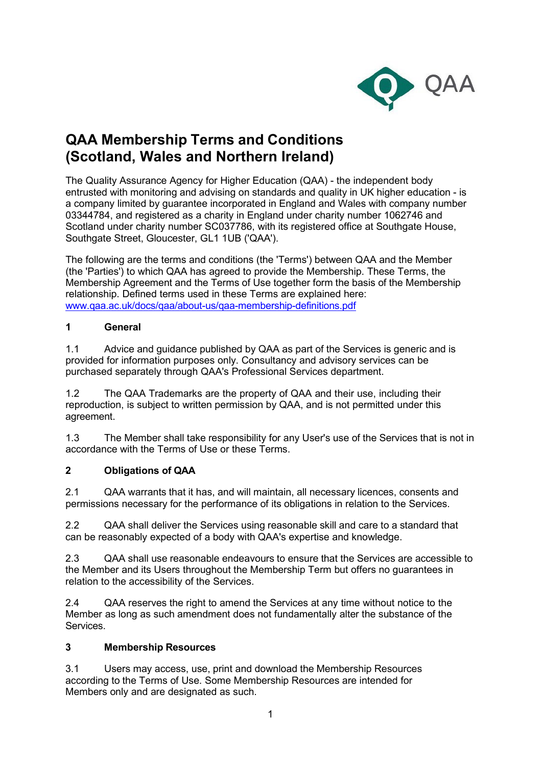# QAA Membership Terms and Conditions (Scotland, Wales and Northern Ireland)

The Quality Assurance Agency for Higher Education (QAA) - the independent body entrusted with monitoring and advising on standards and quality in UK higher education - is a company limited by guarantee incorporated in England and Wales with company number 03344784, and registered as a charity in England under charity number 1062746 and Scotland under charity number SC037786, with its registered office at Southgate House, Southgate Street, Gloucester, GL1 1UB ('QAA').

The following are the terms and conditions (the 'Terms') between QAA and the Member (the 'Parties') to which QAA has agreed to provide the Membership. These Terms, the Membership Agreement and the Terms of Use together form the basis of the Membership relationship. Defined terms used in these Terms are explained here: [www.qaa.ac.uk/docs/qaa/about-us/qaa-membership-definitions.pdf](www.qaa.ac.uk/docs/qaa/about-us/qaa-membership-definitions.pdf)

## 1 General

1.1 Advice and guidance published by QAA as part of the Services is generic and is provided for information purposes only. Consultancy and advisory services can be purchased separately through QAA's Professional Services department.

1.2 The QAA Trademarks are the property of QAA and their use, including their reproduction, is subject to written permission by QAA, and is not permitted under this agreement.

1.3 The Member shall take responsibility for any User's use of the Services that is not in accordance with the Terms of Use or these Terms.

## 2 Obligations of QAA

2.1 QAA warrants that it has, and will maintain, all necessary licences, consents and permissions necessary for the performance of its obligations in relation to the Services.

2.2 QAA shall deliver the Services using reasonable skill and care to a standard that can be reasonably expected of a body with QAA's expertise and knowledge.

2.3 QAA shall use reasonable endeavours to ensure that the Services are accessible to the Member and its Users throughout the Membership Term but offers no guarantees in relation to the accessibility of the Services.

2.4 QAA reserves the right to amend the Services at any time without notice to the Member as long as such amendment does not fundamentally alter the substance of the Services.

## 3 Membership Resources

3.1 Users may access, use, print and download the Membership Resources according to the Terms of Use. Some Membership Resources are intended for Members only and are designated as such.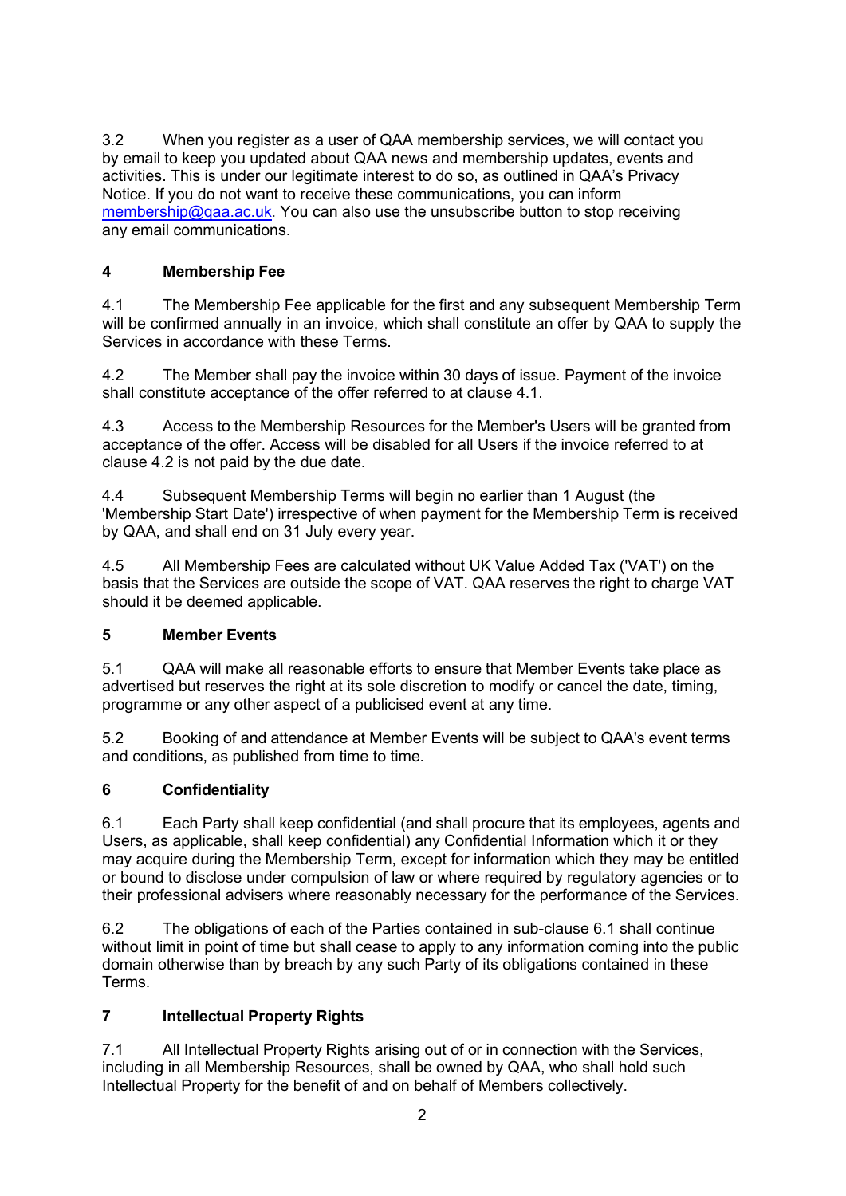3.2 When you register as a user of QAA membership services, we will contact you by email to keep you updated about QAA news and membership updates, events and activities. This is under our legitimate interest to do so, as outlined in QAA's Privacy Notice. If you do not want to receive these communications, you can inform [membership@qaa.ac.uk](mailto:membership@qaa.ac.uk). You can also use the unsubscribe button to stop receiving any email communications.

## 4 Membership Fee

4.1 The Membership Fee applicable for the first and any subsequent Membership Term will be confirmed annually in an invoice, which shall constitute an offer by QAA to supply the Services in accordance with these Terms.

4.2 The Member shall pay the invoice within 30 days of issue. Payment of the invoice shall constitute acceptance of the offer referred to at clause 4.1.

4.3 Access to the Membership Resources for the Member's Users will be granted from acceptance of the offer. Access will be disabled for all Users if the invoice referred to at clause 4.2 is not paid by the due date.

4.4 Subsequent Membership Terms will begin no earlier than 1 August (the 'Membership Start Date') irrespective of when payment for the Membership Term is received by QAA, and shall end on 31 July every year.

4.5 All Membership Fees are calculated without UK Value Added Tax ('VAT') on the basis that the Services are outside the scope of VAT. QAA reserves the right to charge VAT should it be deemed applicable.

## 5 Member Events

5.1 QAA will make all reasonable efforts to ensure that Member Events take place as advertised but reserves the right at its sole discretion to modify or cancel the date, timing, programme or any other aspect of a publicised event at any time.

5.2 Booking of and attendance at Member Events will be subject to QAA's event terms and conditions, as published from time to time.

## 6 Confidentiality

6.1 Each Party shall keep confidential (and shall procure that its employees, agents and Users, as applicable, shall keep confidential) any Confidential Information which it or they may acquire during the Membership Term, except for information which they may be entitled or bound to disclose under compulsion of law or where required by regulatory agencies or to their professional advisers where reasonably necessary for the performance of the Services.

6.2 The obligations of each of the Parties contained in sub-clause 6.1 shall continue without limit in point of time but shall cease to apply to any information coming into the public domain otherwise than by breach by any such Party of its obligations contained in these Terms.

## 7 Intellectual Property Rights

7.1 All Intellectual Property Rights arising out of or in connection with the Services, including in all Membership Resources, shall be owned by QAA, who shall hold such Intellectual Property for the benefit of and on behalf of Members collectively.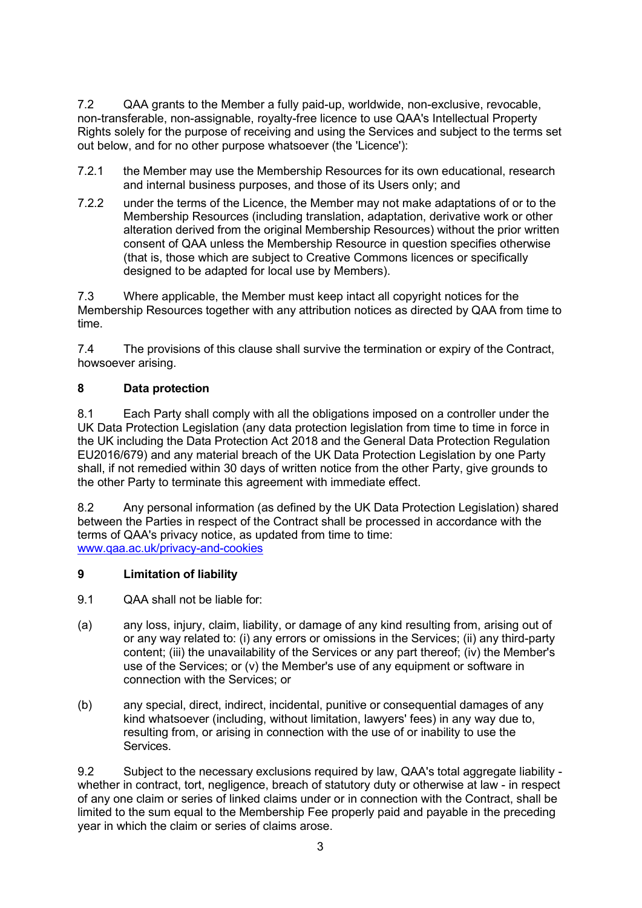7.2 QAA grants to the Member a fully paid-up, worldwide, non-exclusive, revocable, non-transferable, non-assignable, royalty-free licence to use QAA's Intellectual Property Rights solely for the purpose of receiving and using the Services and subject to the terms set out below, and for no other purpose whatsoever (the 'Licence'):

7.2.1 the Member may use the Membership Resources for its own educational, research and internal business purposes, and those of its Users only; and

7.2.2 under the terms of the Licence, the Member may not make adaptations of or to the Membership Resources (including translation, adaptation, derivative work or other alteration derived from the original Membership Resources) without the prior written consent of QAA unless the Membership Resource in question specifies otherwise (that is, those which are subject to Creative Commons licences or specifically designed to be adapted for local use by Members).

7.3 Where applicable, the Member must keep intact all copyright notices for the Membership Resources together with any attribution notices as directed by QAA from time to time.

7.4 The provisions of this clause shall survive the termination or expiry of the Contract, howsoever arising.

## 8 Data protection

8.1 Each Party shall comply with all the obligations imposed on a controller under the UK Data Protection Legislation (any data protection legislation from time to time in force in the UK including the Data Protection Act 2018 and the General Data Protection Regulation EU2016/679) and any material breach of the UK Data Protection Legislation by one Party shall, if not remedied within 30 days of written notice from the other Party, give grounds to the other Party to terminate this agreement with immediate effect.

8.2 Any personal information (as defined by the UK Data Protection Legislation) shared between the Parties in respect of the Contract shall be processed in accordance with the terms of QAA's privacy notice, as updated from time to time: [www.qaa.ac.uk/privacy-and-cookies](www.qaa.ac.uk/privacy-and-cookies)

## 9 Limitation of liability

9.1 QAA shall not be liable for:

(a) any loss, injury, claim, liability, or damage of any kind resulting from, arising out of or any way related to: (i) any errors or omissions in the Services; (ii) any third-party content; (iii) the unavailability of the Services or any part thereof; (iv) the Member's use of the Services; or (v) the Member's use of any equipment or software in connection with the Services; or

(b) any special, direct, indirect, incidental, punitive or consequential damages of any kind whatsoever (including, without limitation, lawyers' fees) in any way due to, resulting from, or arising in connection with the use of or inability to use the Services.

9.2 Subject to the necessary exclusions required by law, QAA's total aggregate liability - whether in contract, tort, negligence, breach of statutory duty or otherwise at law - in respect of any one claim or series of linked claims under or in connection with the Contract, shall be limited to the sum equal to the Membership Fee properly paid and payable in the preceding year in which the claim or series of claims arose.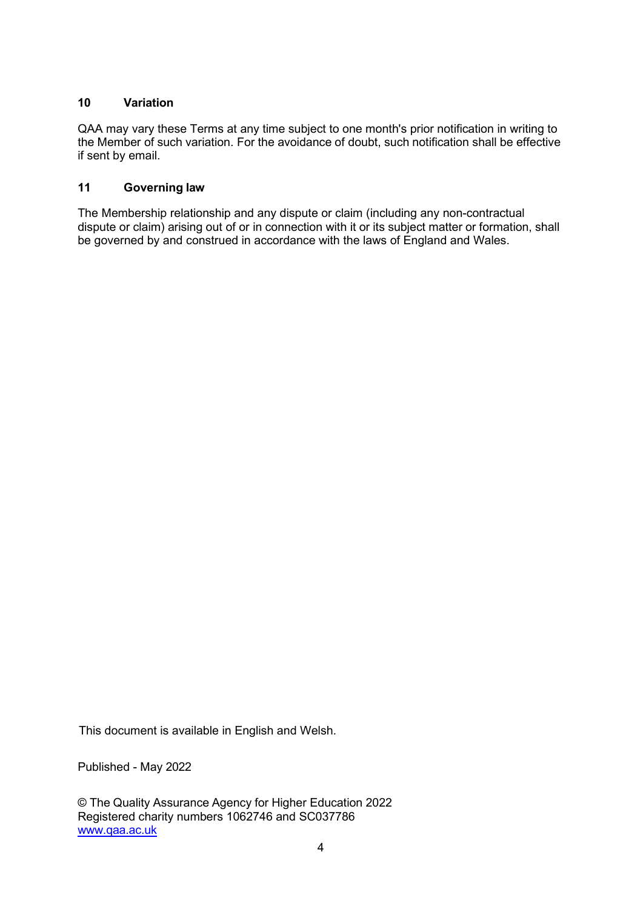## 10 Variation

QAA may vary these Terms at any time subject to one month's prior notification in writing to the Member of such variation. For the avoidance of doubt, such notification shall be effective if sent by email.

## 11 Governing law

The Membership relationship and any dispute or claim (including any non-contractual dispute or claim) arising out of or in connection with it or its subject matter or formation, shall be governed by and construed in accordance with the laws of England and Wales.

This document is available in English and Welsh.

Published - May 2022

© The Quality Assurance Agency for Higher Education 2022
Registered charity numbers 1062746 and SC037786
[www.qaa.ac.uk](http://www.qaa.ac.uk)